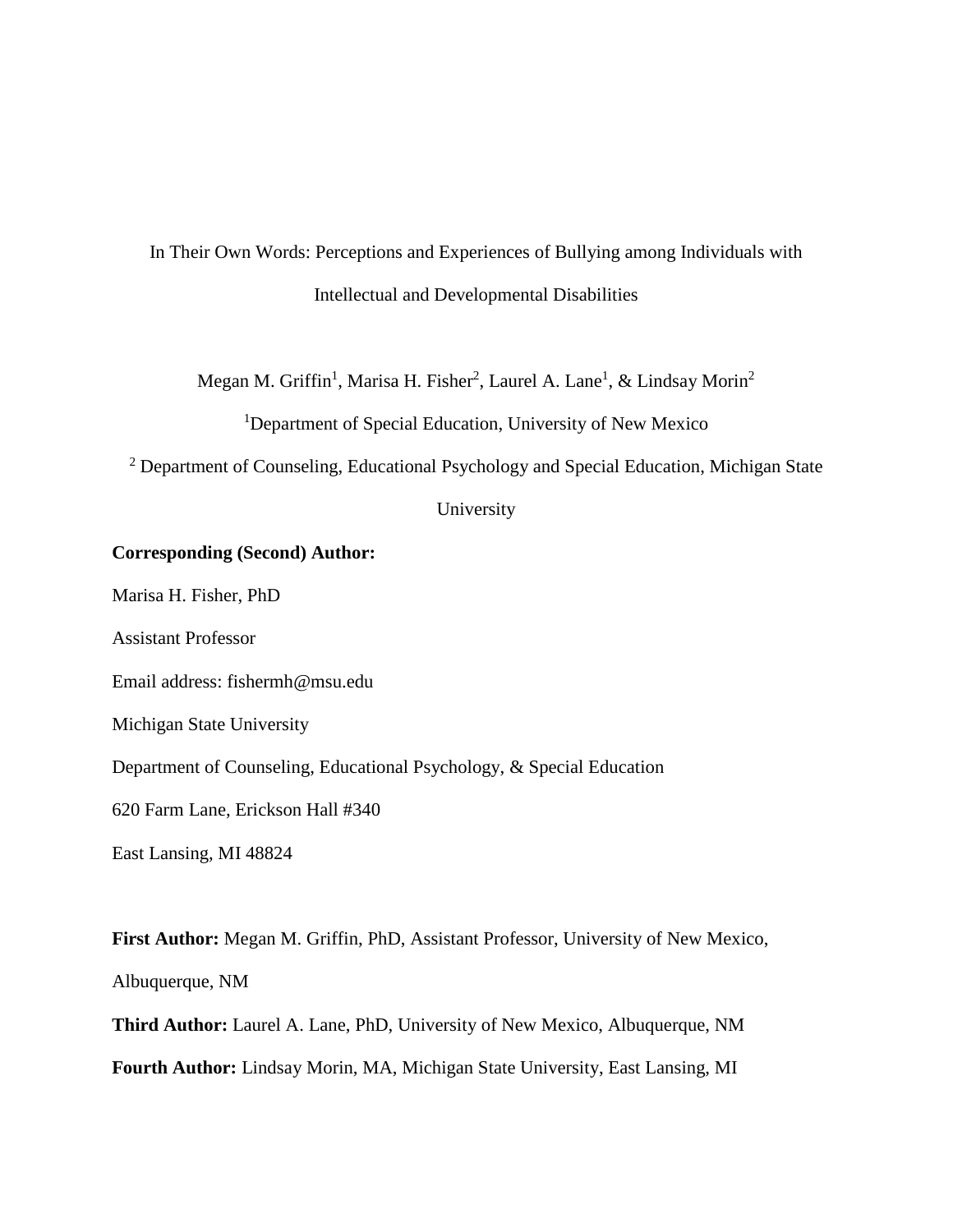# In Their Own Words: Perceptions and Experiences of Bullying among Individuals with Intellectual and Developmental Disabilities

Megan M. Griffin[1], Marisa H. Fisher[2], Laurel A. Lane[1], & Lindsay Morin[2]

[1]Department of Special Education, University of New Mexico

[2] Department of Counseling, Educational Psychology and Special Education, Michigan State University

**Corresponding (Second) Author:**

Marisa H. Fisher, PhD

Assistant Professor

Email address: fishermh@msu.edu

Michigan State University

Department of Counseling, Educational Psychology, & Special Education

620 Farm Lane, Erickson Hall #340

East Lansing, MI 48824

**First Author:** Megan M. Griffin, PhD, Assistant Professor, University of New Mexico, Albuquerque, NM

**Third Author:** Laurel A. Lane, PhD, University of New Mexico, Albuquerque, NM

**Fourth Author:** Lindsay Morin, MA, Michigan State University, East Lansing, MI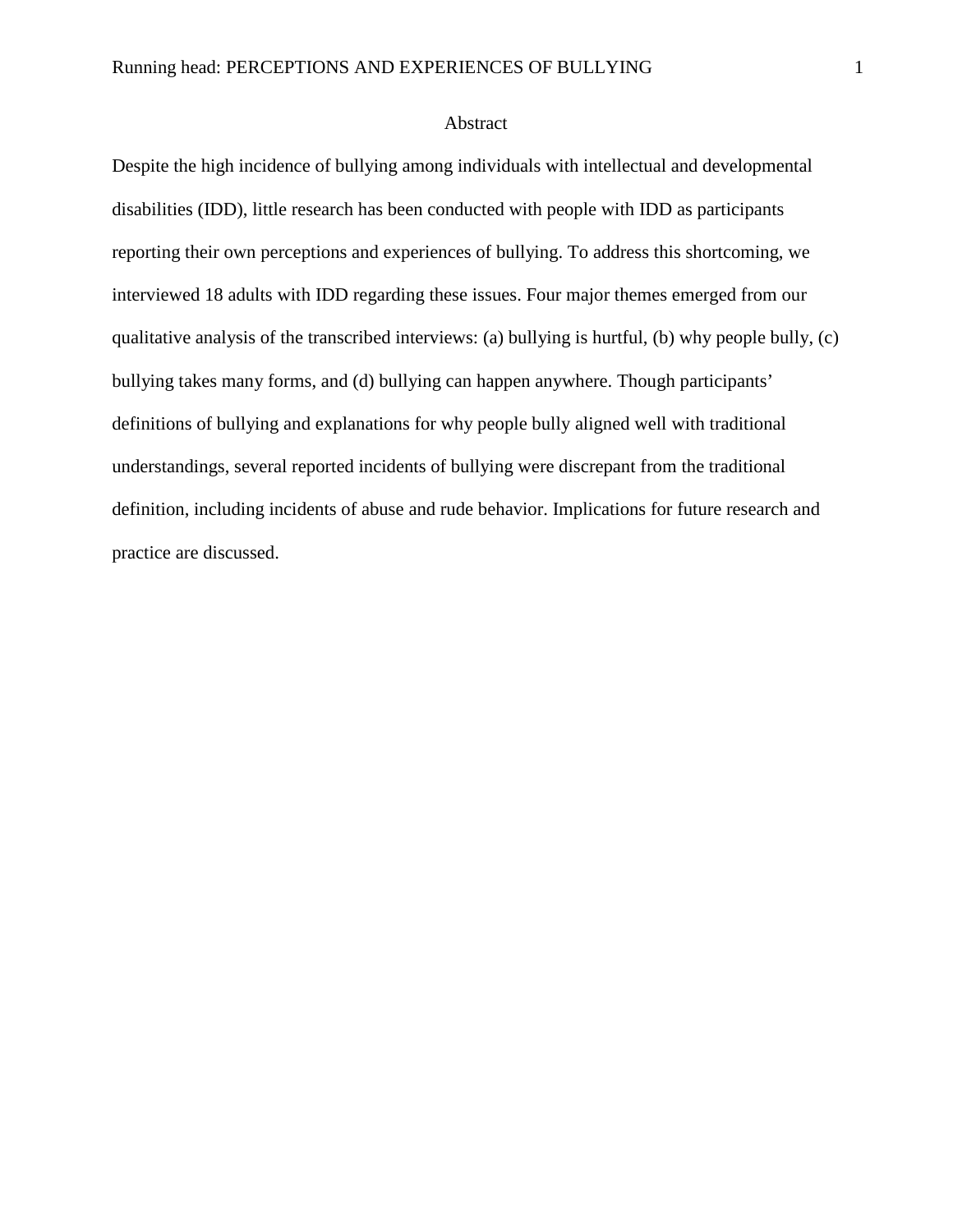# Abstract

Despite the high incidence of bullying among individuals with intellectual and developmental disabilities (IDD), little research has been conducted with people with IDD as participants reporting their own perceptions and experiences of bullying. To address this shortcoming, we interviewed 18 adults with IDD regarding these issues. Four major themes emerged from our qualitative analysis of the transcribed interviews: (a) bullying is hurtful, (b) why people bully, (c) bullying takes many forms, and (d) bullying can happen anywhere. Though participants' definitions of bullying and explanations for why people bully aligned well with traditional understandings, several reported incidents of bullying were discrepant from the traditional definition, including incidents of abuse and rude behavior. Implications for future research and practice are discussed.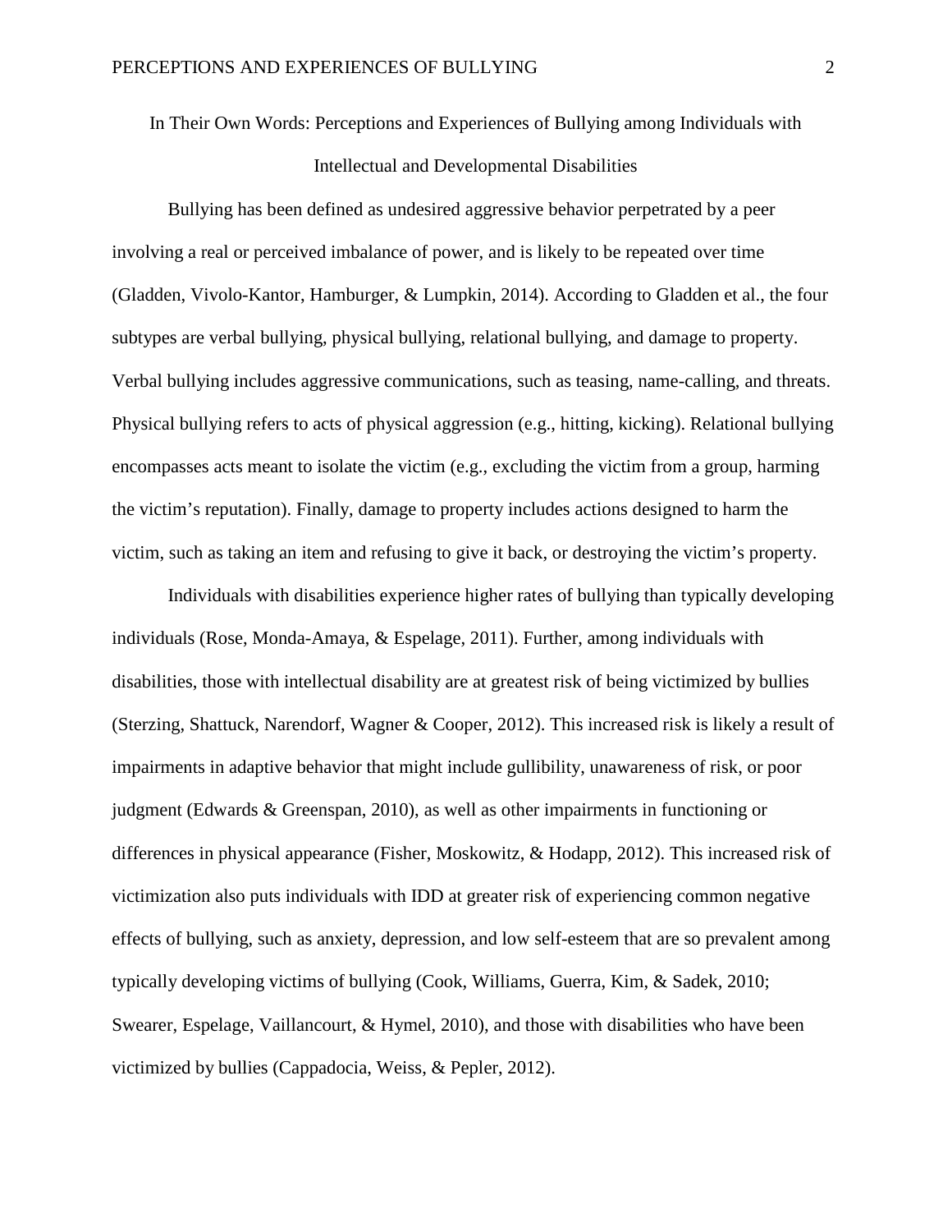# In Their Own Words: Perceptions and Experiences of Bullying among Individuals with Intellectual and Developmental Disabilities

Bullying has been defined as undesired aggressive behavior perpetrated by a peer involving a real or perceived imbalance of power, and is likely to be repeated over time (Gladden, Vivolo-Kantor, Hamburger, & Lumpkin, 2014). According to Gladden et al., the four subtypes are verbal bullying, physical bullying, relational bullying, and damage to property. Verbal bullying includes aggressive communications, such as teasing, name-calling, and threats. Physical bullying refers to acts of physical aggression (e.g., hitting, kicking). Relational bullying encompasses acts meant to isolate the victim (e.g., excluding the victim from a group, harming the victim's reputation). Finally, damage to property includes actions designed to harm the victim, such as taking an item and refusing to give it back, or destroying the victim's property.

Individuals with disabilities experience higher rates of bullying than typically developing individuals (Rose, Monda-Amaya, & Espelage, 2011). Further, among individuals with disabilities, those with intellectual disability are at greatest risk of being victimized by bullies (Sterzing, Shattuck, Narendorf, Wagner & Cooper, 2012). This increased risk is likely a result of impairments in adaptive behavior that might include gullibility, unawareness of risk, or poor judgment (Edwards & Greenspan, 2010), as well as other impairments in functioning or differences in physical appearance (Fisher, Moskowitz, & Hodapp, 2012). This increased risk of victimization also puts individuals with IDD at greater risk of experiencing common negative effects of bullying, such as anxiety, depression, and low self-esteem that are so prevalent among typically developing victims of bullying (Cook, Williams, Guerra, Kim, & Sadek, 2010; Swearer, Espelage, Vaillancourt, & Hymel, 2010), and those with disabilities who have been victimized by bullies (Cappadocia, Weiss, & Pepler, 2012).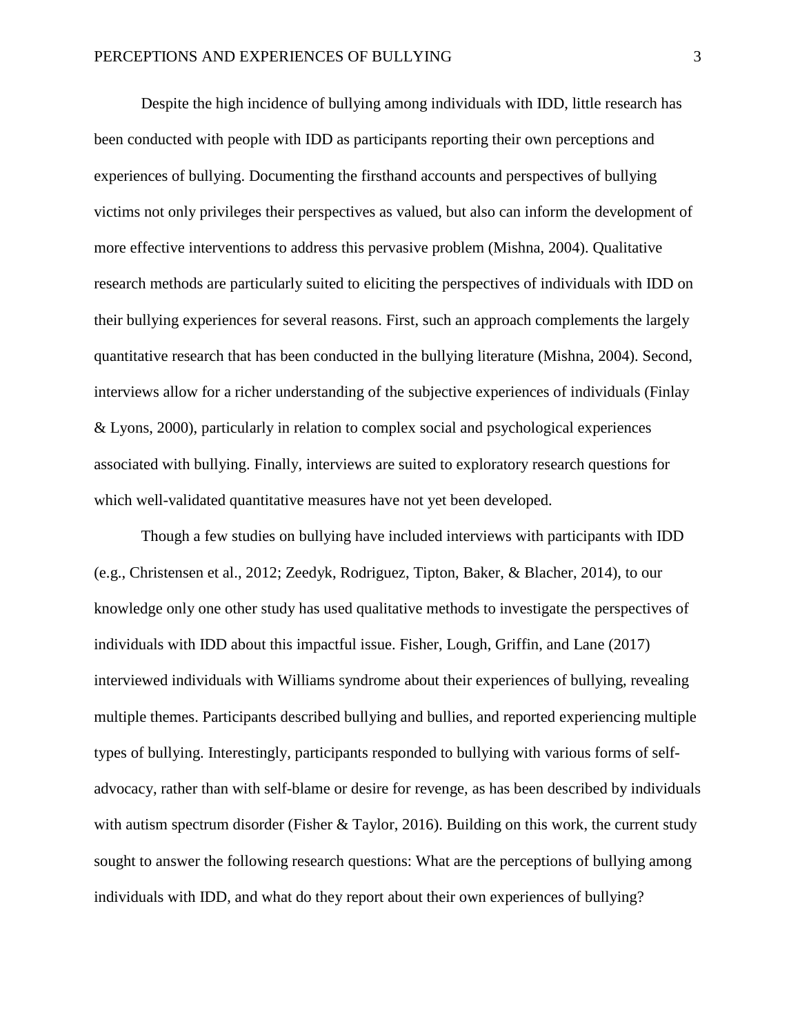Despite the high incidence of bullying among individuals with IDD, little research has been conducted with people with IDD as participants reporting their own perceptions and experiences of bullying. Documenting the firsthand accounts and perspectives of bullying victims not only privileges their perspectives as valued, but also can inform the development of more effective interventions to address this pervasive problem (Mishna, 2004). Qualitative research methods are particularly suited to eliciting the perspectives of individuals with IDD on their bullying experiences for several reasons. First, such an approach complements the largely quantitative research that has been conducted in the bullying literature (Mishna, 2004). Second, interviews allow for a richer understanding of the subjective experiences of individuals (Finlay & Lyons, 2000), particularly in relation to complex social and psychological experiences associated with bullying. Finally, interviews are suited to exploratory research questions for which well-validated quantitative measures have not yet been developed.

Though a few studies on bullying have included interviews with participants with IDD (e.g., Christensen et al., 2012; Zeedyk, Rodriguez, Tipton, Baker, & Blacher, 2014), to our knowledge only one other study has used qualitative methods to investigate the perspectives of individuals with IDD about this impactful issue. Fisher, Lough, Griffin, and Lane (2017) interviewed individuals with Williams syndrome about their experiences of bullying, revealing multiple themes. Participants described bullying and bullies, and reported experiencing multiple types of bullying. Interestingly, participants responded to bullying with various forms of self-advocacy, rather than with self-blame or desire for revenge, as has been described by individuals with autism spectrum disorder (Fisher & Taylor, 2016). Building on this work, the current study sought to answer the following research questions: What are the perceptions of bullying among individuals with IDD, and what do they report about their own experiences of bullying?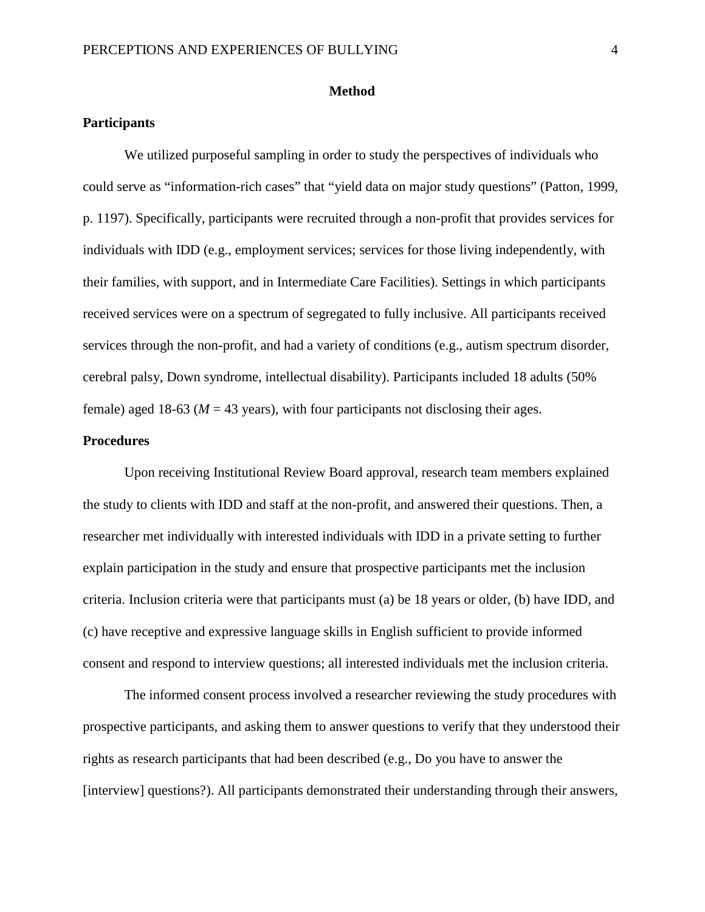# Method

## Participants

We utilized purposeful sampling in order to study the perspectives of individuals who could serve as "information-rich cases" that "yield data on major study questions" (Patton, 1999, p. 1197). Specifically, participants were recruited through a non-profit that provides services for individuals with IDD (e.g., employment services; services for those living independently, with their families, with support, and in Intermediate Care Facilities). Settings in which participants received services were on a spectrum of segregated to fully inclusive. All participants received services through the non-profit, and had a variety of conditions (e.g., autism spectrum disorder, cerebral palsy, Down syndrome, intellectual disability). Participants included 18 adults (50% female) aged 18-63 ($M$ = 43 years), with four participants not disclosing their ages.

## Procedures

Upon receiving Institutional Review Board approval, research team members explained the study to clients with IDD and staff at the non-profit, and answered their questions. Then, a researcher met individually with interested individuals with IDD in a private setting to further explain participation in the study and ensure that prospective participants met the inclusion criteria. Inclusion criteria were that participants must (a) be 18 years or older, (b) have IDD, and (c) have receptive and expressive language skills in English sufficient to provide informed consent and respond to interview questions; all interested individuals met the inclusion criteria.

The informed consent process involved a researcher reviewing the study procedures with prospective participants, and asking them to answer questions to verify that they understood their rights as research participants that had been described (e.g., Do you have to answer the [interview] questions?). All participants demonstrated their understanding through their answers,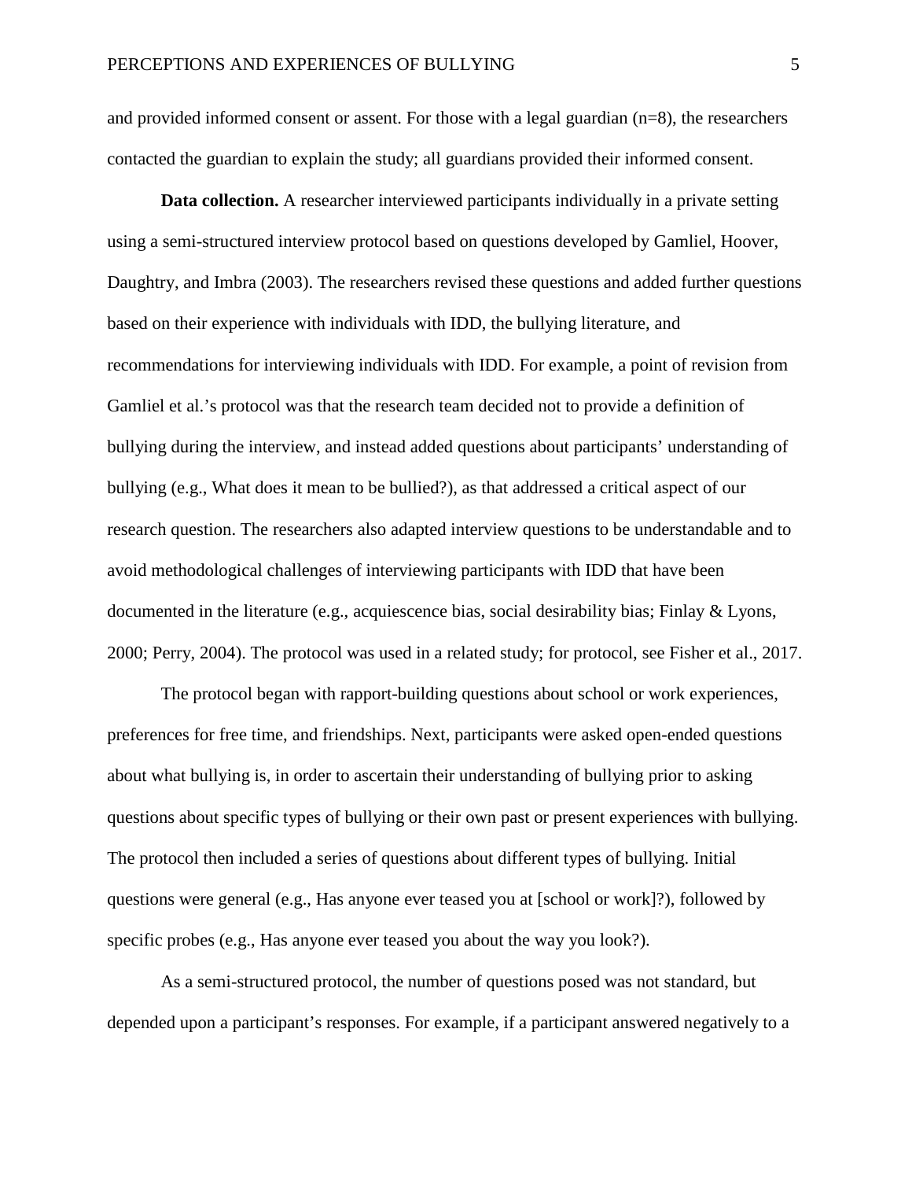and provided informed consent or assent. For those with a legal guardian (n=8), the researchers contacted the guardian to explain the study; all guardians provided their informed consent.

**Data collection.** A researcher interviewed participants individually in a private setting using a semi-structured interview protocol based on questions developed by Gamliel, Hoover, Daughtry, and Imbra (2003). The researchers revised these questions and added further questions based on their experience with individuals with IDD, the bullying literature, and recommendations for interviewing individuals with IDD. For example, a point of revision from Gamliel et al.'s protocol was that the research team decided not to provide a definition of bullying during the interview, and instead added questions about participants' understanding of bullying (e.g., What does it mean to be bullied?), as that addressed a critical aspect of our research question. The researchers also adapted interview questions to be understandable and to avoid methodological challenges of interviewing participants with IDD that have been documented in the literature (e.g., acquiescence bias, social desirability bias; Finlay & Lyons, 2000; Perry, 2004). The protocol was used in a related study; for protocol, see Fisher et al., 2017.

The protocol began with rapport-building questions about school or work experiences, preferences for free time, and friendships. Next, participants were asked open-ended questions about what bullying is, in order to ascertain their understanding of bullying prior to asking questions about specific types of bullying or their own past or present experiences with bullying. The protocol then included a series of questions about different types of bullying. Initial questions were general (e.g., Has anyone ever teased you at [school or work]?), followed by specific probes (e.g., Has anyone ever teased you about the way you look?).

As a semi-structured protocol, the number of questions posed was not standard, but depended upon a participant's responses. For example, if a participant answered negatively to a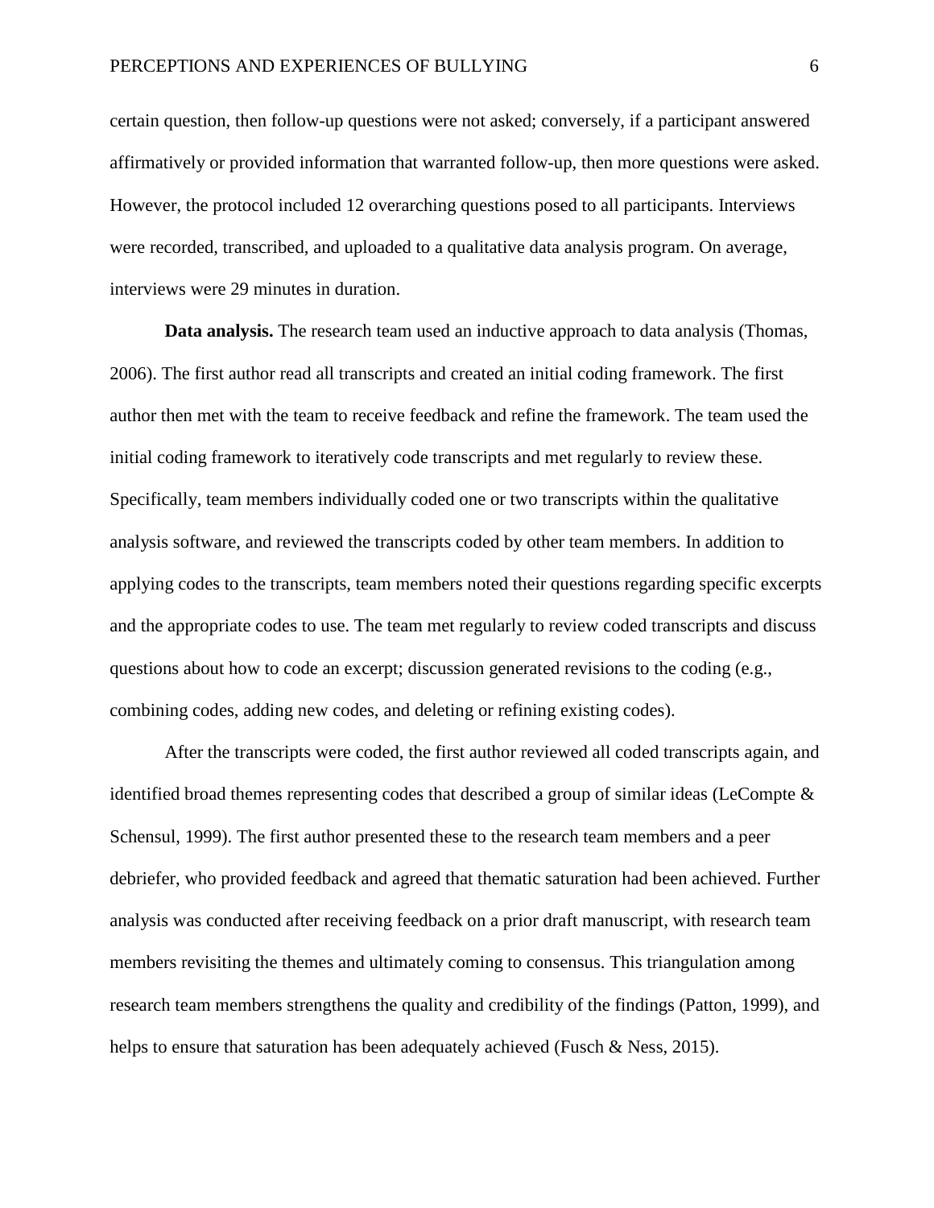certain question, then follow-up questions were not asked; conversely, if a participant answered affirmatively or provided information that warranted follow-up, then more questions were asked. However, the protocol included 12 overarching questions posed to all participants. Interviews were recorded, transcribed, and uploaded to a qualitative data analysis program. On average, interviews were 29 minutes in duration.

**Data analysis.** The research team used an inductive approach to data analysis (Thomas, 2006). The first author read all transcripts and created an initial coding framework. The first author then met with the team to receive feedback and refine the framework. The team used the initial coding framework to iteratively code transcripts and met regularly to review these. Specifically, team members individually coded one or two transcripts within the qualitative analysis software, and reviewed the transcripts coded by other team members. In addition to applying codes to the transcripts, team members noted their questions regarding specific excerpts and the appropriate codes to use. The team met regularly to review coded transcripts and discuss questions about how to code an excerpt; discussion generated revisions to the coding (e.g., combining codes, adding new codes, and deleting or refining existing codes).

After the transcripts were coded, the first author reviewed all coded transcripts again, and identified broad themes representing codes that described a group of similar ideas (LeCompte & Schensul, 1999). The first author presented these to the research team members and a peer debriefer, who provided feedback and agreed that thematic saturation had been achieved. Further analysis was conducted after receiving feedback on a prior draft manuscript, with research team members revisiting the themes and ultimately coming to consensus. This triangulation among research team members strengthens the quality and credibility of the findings (Patton, 1999), and helps to ensure that saturation has been adequately achieved (Fusch & Ness, 2015).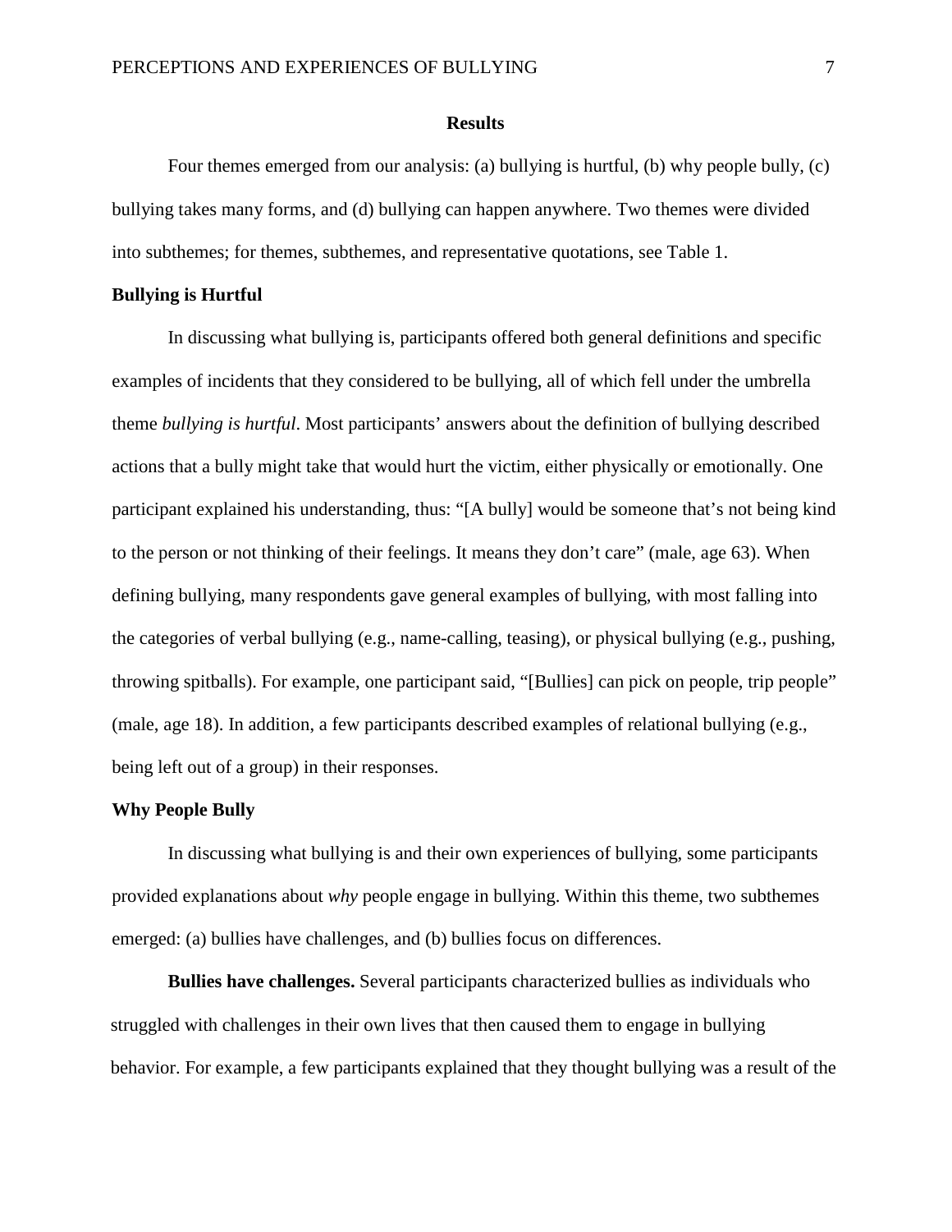## Results

Four themes emerged from our analysis: (a) bullying is hurtful, (b) why people bully, (c) bullying takes many forms, and (d) bullying can happen anywhere. Two themes were divided into subthemes; for themes, subthemes, and representative quotations, see Table 1.

### Bullying is Hurtful

In discussing what bullying is, participants offered both general definitions and specific examples of incidents that they considered to be bullying, all of which fell under the umbrella theme *bullying is hurtful*. Most participants' answers about the definition of bullying described actions that a bully might take that would hurt the victim, either physically or emotionally. One participant explained his understanding, thus: "[A bully] would be someone that's not being kind to the person or not thinking of their feelings. It means they don't care" (male, age 63). When defining bullying, many respondents gave general examples of bullying, with most falling into the categories of verbal bullying (e.g., name-calling, teasing), or physical bullying (e.g., pushing, throwing spitballs). For example, one participant said, "[Bullies] can pick on people, trip people" (male, age 18). In addition, a few participants described examples of relational bullying (e.g., being left out of a group) in their responses.

### Why People Bully

In discussing what bullying is and their own experiences of bullying, some participants provided explanations about *why* people engage in bullying. Within this theme, two subthemes emerged: (a) bullies have challenges, and (b) bullies focus on differences.

**Bullies have challenges.** Several participants characterized bullies as individuals who struggled with challenges in their own lives that then caused them to engage in bullying behavior. For example, a few participants explained that they thought bullying was a result of the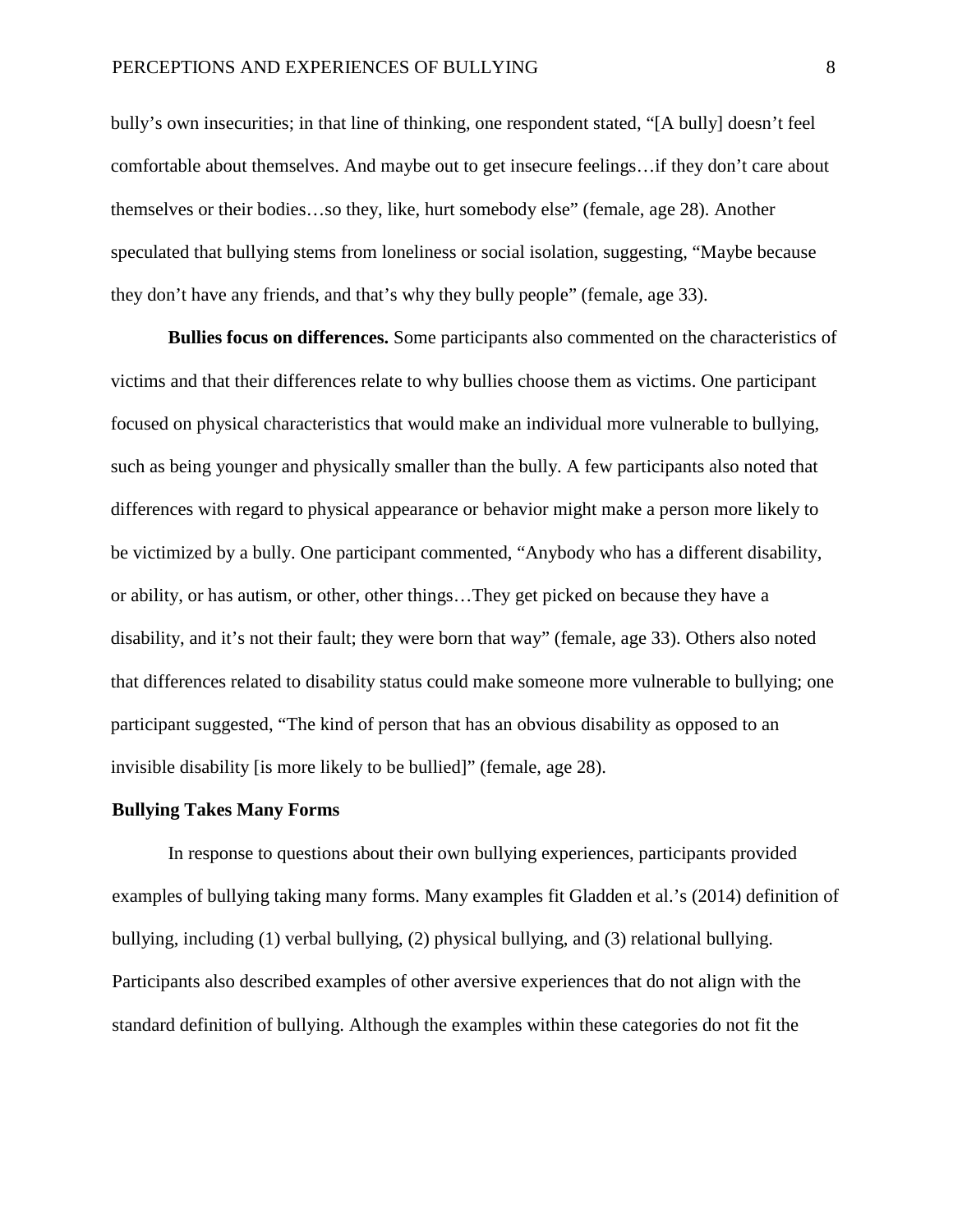bully's own insecurities; in that line of thinking, one respondent stated, "[A bully] doesn't feel comfortable about themselves. And maybe out to get insecure feelings…if they don't care about themselves or their bodies…so they, like, hurt somebody else" (female, age 28). Another speculated that bullying stems from loneliness or social isolation, suggesting, "Maybe because they don't have any friends, and that's why they bully people" (female, age 33).

**Bullies focus on differences.** Some participants also commented on the characteristics of victims and that their differences relate to why bullies choose them as victims. One participant focused on physical characteristics that would make an individual more vulnerable to bullying, such as being younger and physically smaller than the bully. A few participants also noted that differences with regard to physical appearance or behavior might make a person more likely to be victimized by a bully. One participant commented, "Anybody who has a different disability, or ability, or has autism, or other, other things…They get picked on because they have a disability, and it's not their fault; they were born that way" (female, age 33). Others also noted that differences related to disability status could make someone more vulnerable to bullying; one participant suggested, "The kind of person that has an obvious disability as opposed to an invisible disability [is more likely to be bullied]" (female, age 28).

## Bullying Takes Many Forms

In response to questions about their own bullying experiences, participants provided examples of bullying taking many forms. Many examples fit Gladden et al.'s (2014) definition of bullying, including (1) verbal bullying, (2) physical bullying, and (3) relational bullying. Participants also described examples of other aversive experiences that do not align with the standard definition of bullying. Although the examples within these categories do not fit the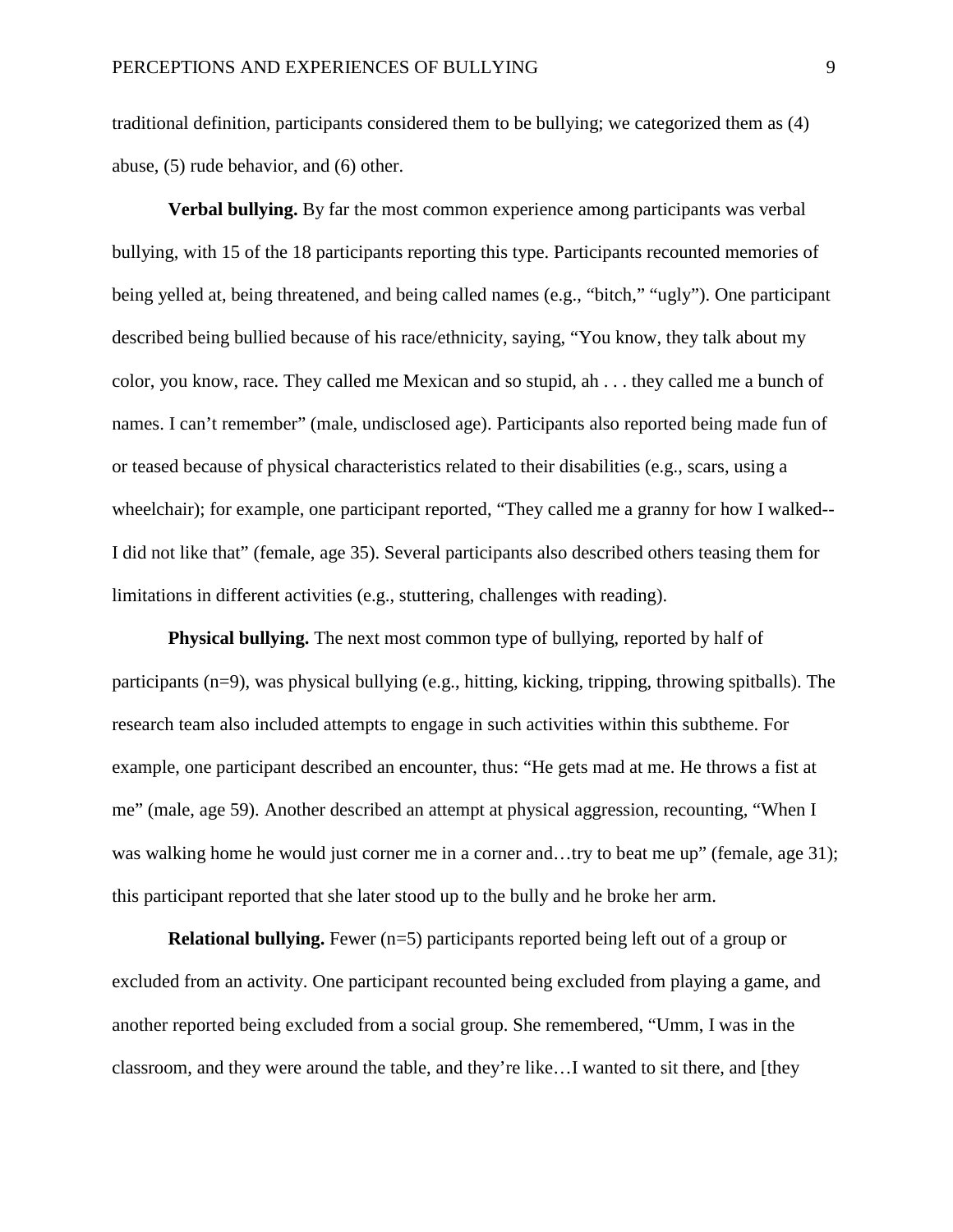traditional definition, participants considered them to be bullying; we categorized them as (4) abuse, (5) rude behavior, and (6) other.

**Verbal bullying.** By far the most common experience among participants was verbal bullying, with 15 of the 18 participants reporting this type. Participants recounted memories of being yelled at, being threatened, and being called names (e.g., "bitch," "ugly"). One participant described being bullied because of his race/ethnicity, saying, "You know, they talk about my color, you know, race. They called me Mexican and so stupid, ah . . . they called me a bunch of names. I can't remember" (male, undisclosed age). Participants also reported being made fun of or teased because of physical characteristics related to their disabilities (e.g., scars, using a wheelchair); for example, one participant reported, "They called me a granny for how I walked--I did not like that" (female, age 35). Several participants also described others teasing them for limitations in different activities (e.g., stuttering, challenges with reading).

**Physical bullying.** The next most common type of bullying, reported by half of participants (n=9), was physical bullying (e.g., hitting, kicking, tripping, throwing spitballs). The research team also included attempts to engage in such activities within this subtheme. For example, one participant described an encounter, thus: "He gets mad at me. He throws a fist at me" (male, age 59). Another described an attempt at physical aggression, recounting, "When I was walking home he would just corner me in a corner and…try to beat me up" (female, age 31); this participant reported that she later stood up to the bully and he broke her arm.

**Relational bullying.** Fewer (n=5) participants reported being left out of a group or excluded from an activity. One participant recounted being excluded from playing a game, and another reported being excluded from a social group. She remembered, "Umm, I was in the classroom, and they were around the table, and they're like…I wanted to sit there, and [they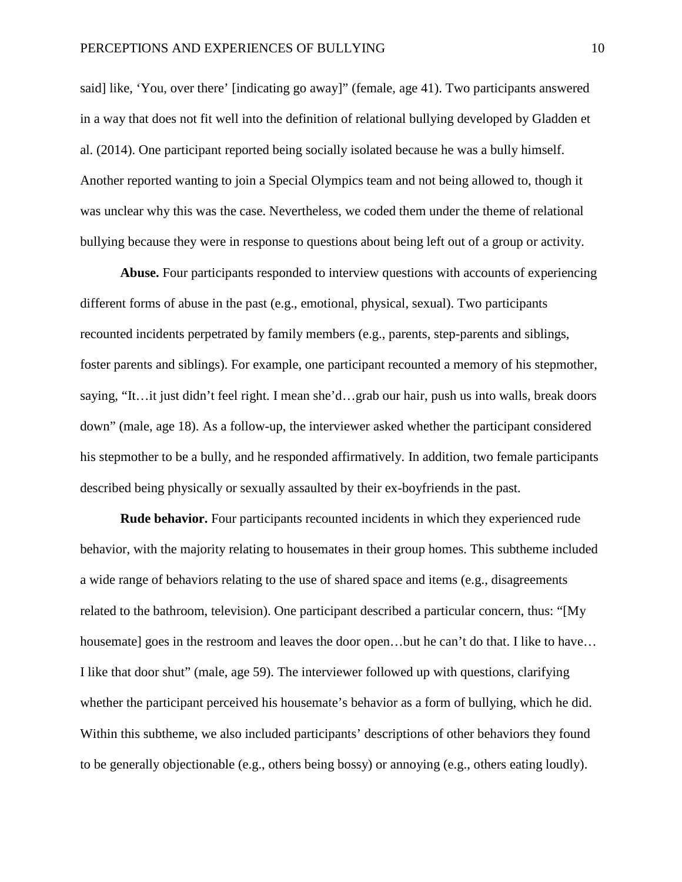said] like, 'You, over there' [indicating go away]" (female, age 41). Two participants answered in a way that does not fit well into the definition of relational bullying developed by Gladden et al. (2014). One participant reported being socially isolated because he was a bully himself. Another reported wanting to join a Special Olympics team and not being allowed to, though it was unclear why this was the case. Nevertheless, we coded them under the theme of relational bullying because they were in response to questions about being left out of a group or activity.

**Abuse.** Four participants responded to interview questions with accounts of experiencing different forms of abuse in the past (e.g., emotional, physical, sexual). Two participants recounted incidents perpetrated by family members (e.g., parents, step-parents and siblings, foster parents and siblings). For example, one participant recounted a memory of his stepmother, saying, "It…it just didn't feel right. I mean she'd…grab our hair, push us into walls, break doors down" (male, age 18). As a follow-up, the interviewer asked whether the participant considered his stepmother to be a bully, and he responded affirmatively. In addition, two female participants described being physically or sexually assaulted by their ex-boyfriends in the past.

**Rude behavior.** Four participants recounted incidents in which they experienced rude behavior, with the majority relating to housemates in their group homes. This subtheme included a wide range of behaviors relating to the use of shared space and items (e.g., disagreements related to the bathroom, television). One participant described a particular concern, thus: "[My housemate] goes in the restroom and leaves the door open…but he can't do that. I like to have… I like that door shut" (male, age 59). The interviewer followed up with questions, clarifying whether the participant perceived his housemate's behavior as a form of bullying, which he did. Within this subtheme, we also included participants' descriptions of other behaviors they found to be generally objectionable (e.g., others being bossy) or annoying (e.g., others eating loudly).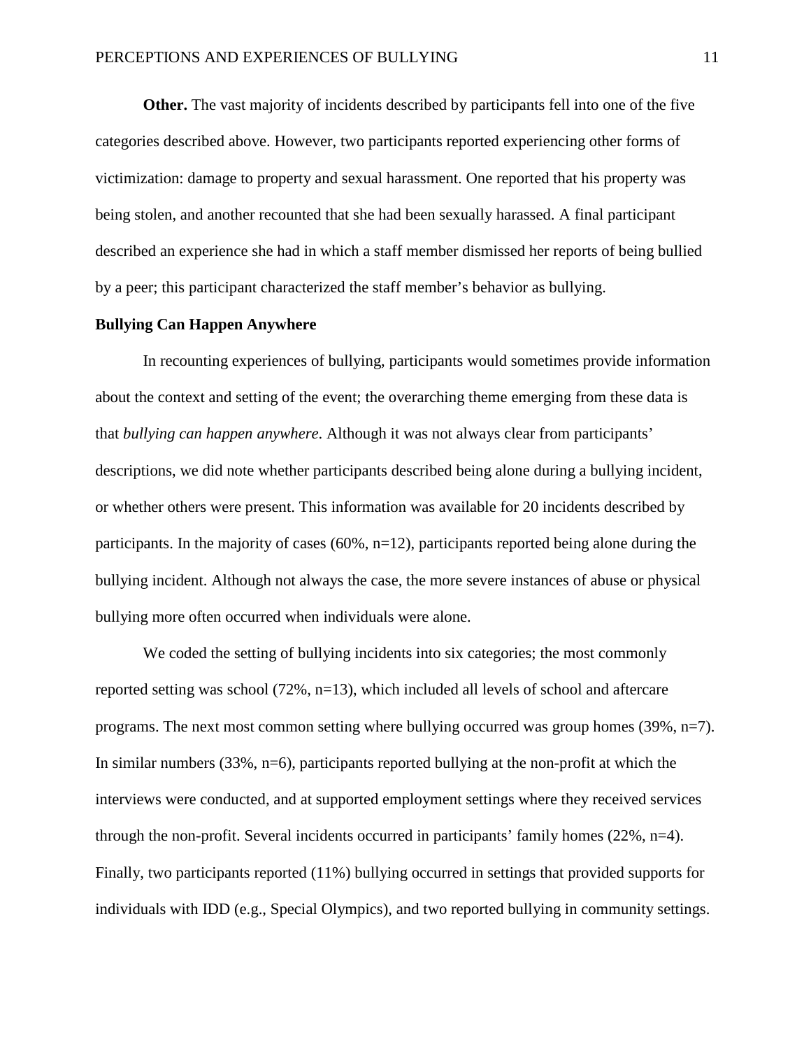**Other.** The vast majority of incidents described by participants fell into one of the five categories described above. However, two participants reported experiencing other forms of victimization: damage to property and sexual harassment. One reported that his property was being stolen, and another recounted that she had been sexually harassed. A final participant described an experience she had in which a staff member dismissed her reports of being bullied by a peer; this participant characterized the staff member's behavior as bullying.

## Bullying Can Happen Anywhere

In recounting experiences of bullying, participants would sometimes provide information about the context and setting of the event; the overarching theme emerging from these data is that *bullying can happen anywhere*. Although it was not always clear from participants' descriptions, we did note whether participants described being alone during a bullying incident, or whether others were present. This information was available for 20 incidents described by participants. In the majority of cases (60%, n=12), participants reported being alone during the bullying incident. Although not always the case, the more severe instances of abuse or physical bullying more often occurred when individuals were alone.

We coded the setting of bullying incidents into six categories; the most commonly reported setting was school (72%, n=13), which included all levels of school and aftercare programs. The next most common setting where bullying occurred was group homes (39%, n=7). In similar numbers (33%, n=6), participants reported bullying at the non-profit at which the interviews were conducted, and at supported employment settings where they received services through the non-profit. Several incidents occurred in participants' family homes (22%, n=4). Finally, two participants reported (11%) bullying occurred in settings that provided supports for individuals with IDD (e.g., Special Olympics), and two reported bullying in community settings.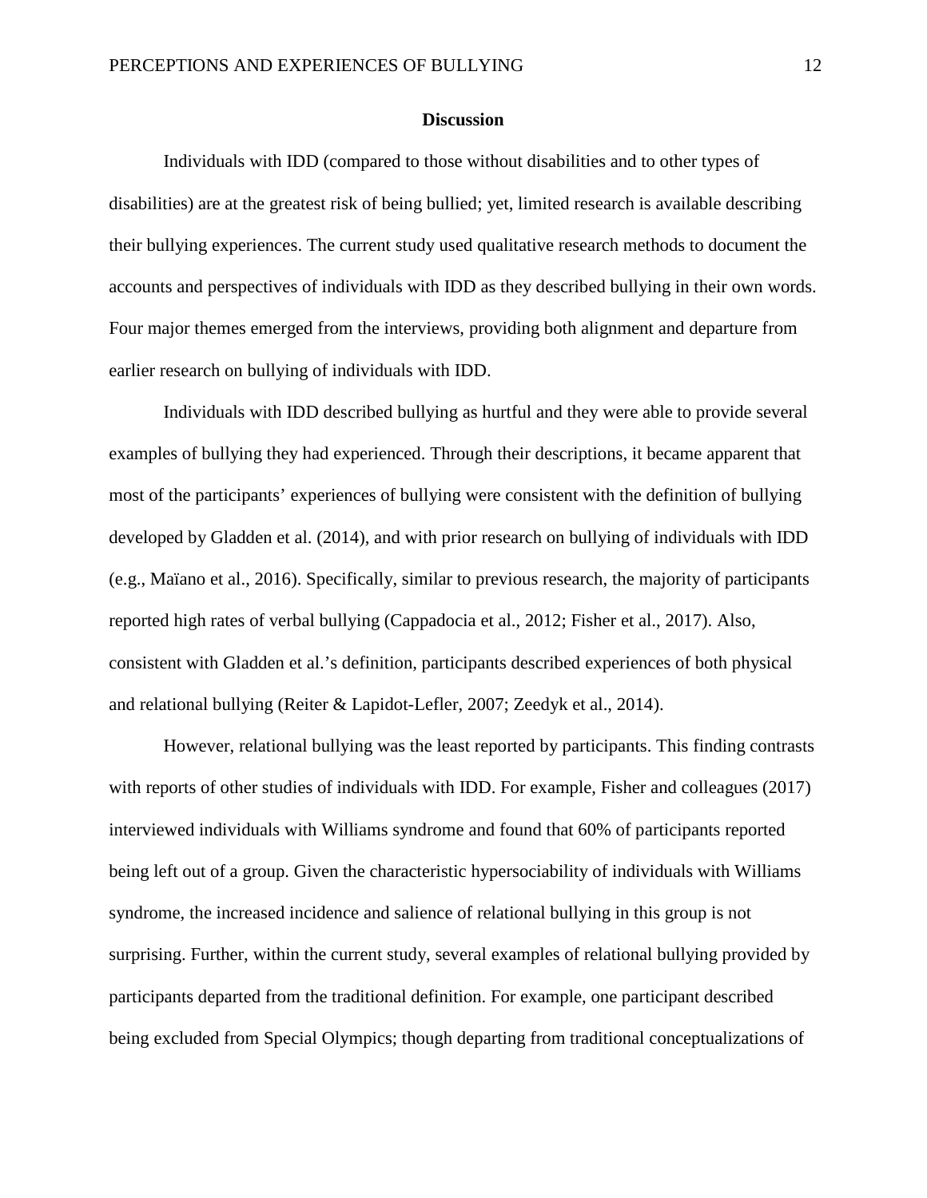## Discussion

Individuals with IDD (compared to those without disabilities and to other types of disabilities) are at the greatest risk of being bullied; yet, limited research is available describing their bullying experiences. The current study used qualitative research methods to document the accounts and perspectives of individuals with IDD as they described bullying in their own words. Four major themes emerged from the interviews, providing both alignment and departure from earlier research on bullying of individuals with IDD.

Individuals with IDD described bullying as hurtful and they were able to provide several examples of bullying they had experienced. Through their descriptions, it became apparent that most of the participants' experiences of bullying were consistent with the definition of bullying developed by Gladden et al. (2014), and with prior research on bullying of individuals with IDD (e.g., Maïano et al., 2016). Specifically, similar to previous research, the majority of participants reported high rates of verbal bullying (Cappadocia et al., 2012; Fisher et al., 2017). Also, consistent with Gladden et al.'s definition, participants described experiences of both physical and relational bullying (Reiter & Lapidot-Lefler, 2007; Zeedyk et al., 2014).

However, relational bullying was the least reported by participants. This finding contrasts with reports of other studies of individuals with IDD. For example, Fisher and colleagues (2017) interviewed individuals with Williams syndrome and found that 60% of participants reported being left out of a group. Given the characteristic hypersociability of individuals with Williams syndrome, the increased incidence and salience of relational bullying in this group is not surprising. Further, within the current study, several examples of relational bullying provided by participants departed from the traditional definition. For example, one participant described being excluded from Special Olympics; though departing from traditional conceptualizations of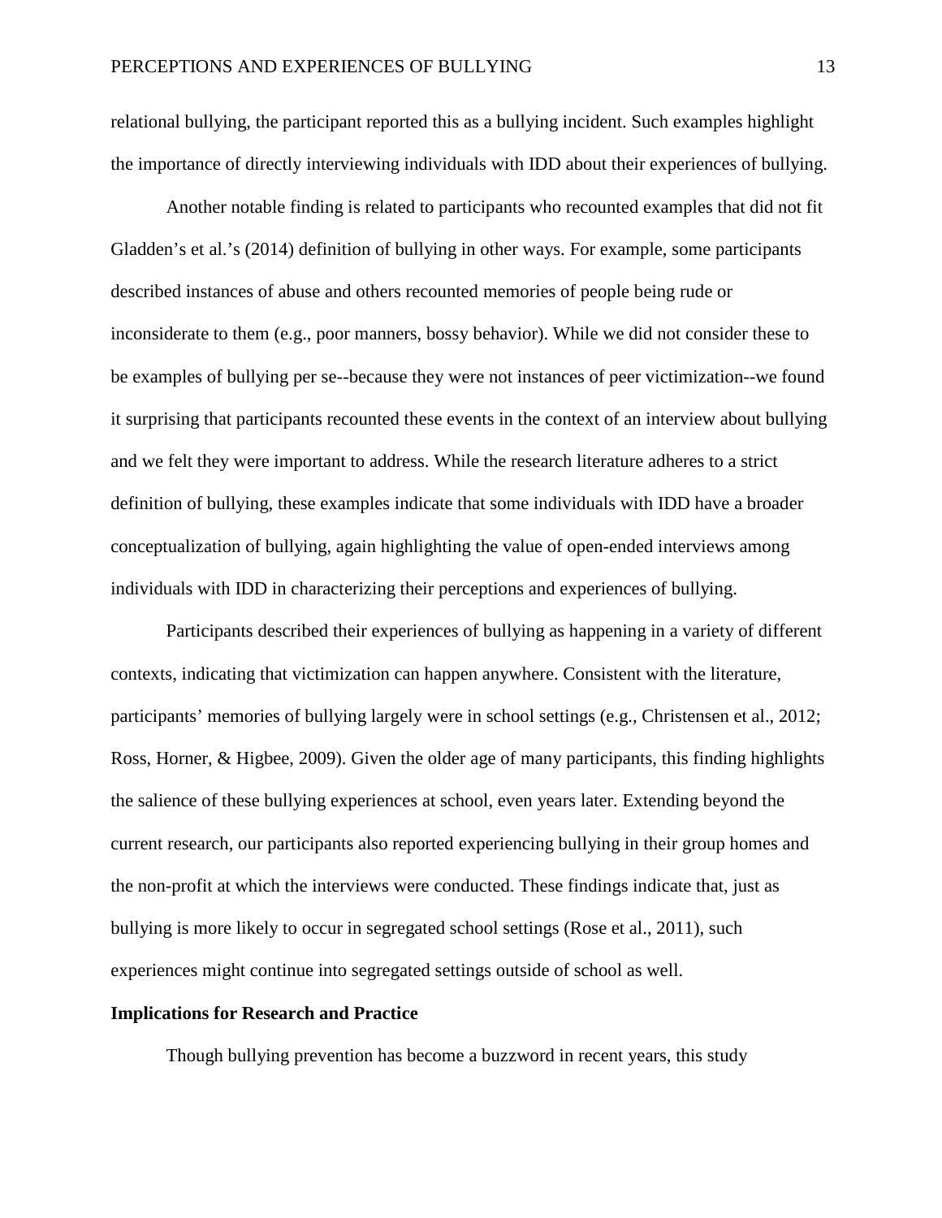relational bullying, the participant reported this as a bullying incident. Such examples highlight the importance of directly interviewing individuals with IDD about their experiences of bullying.

Another notable finding is related to participants who recounted examples that did not fit Gladden's et al.'s (2014) definition of bullying in other ways. For example, some participants described instances of abuse and others recounted memories of people being rude or inconsiderate to them (e.g., poor manners, bossy behavior). While we did not consider these to be examples of bullying per se--because they were not instances of peer victimization--we found it surprising that participants recounted these events in the context of an interview about bullying and we felt they were important to address. While the research literature adheres to a strict definition of bullying, these examples indicate that some individuals with IDD have a broader conceptualization of bullying, again highlighting the value of open-ended interviews among individuals with IDD in characterizing their perceptions and experiences of bullying.

Participants described their experiences of bullying as happening in a variety of different contexts, indicating that victimization can happen anywhere. Consistent with the literature, participants' memories of bullying largely were in school settings (e.g., Christensen et al., 2012; Ross, Horner, & Higbee, 2009). Given the older age of many participants, this finding highlights the salience of these bullying experiences at school, even years later. Extending beyond the current research, our participants also reported experiencing bullying in their group homes and the non-profit at which the interviews were conducted. These findings indicate that, just as bullying is more likely to occur in segregated school settings (Rose et al., 2011), such experiences might continue into segregated settings outside of school as well.

**Implications for Research and Practice**

Though bullying prevention has become a buzzword in recent years, this study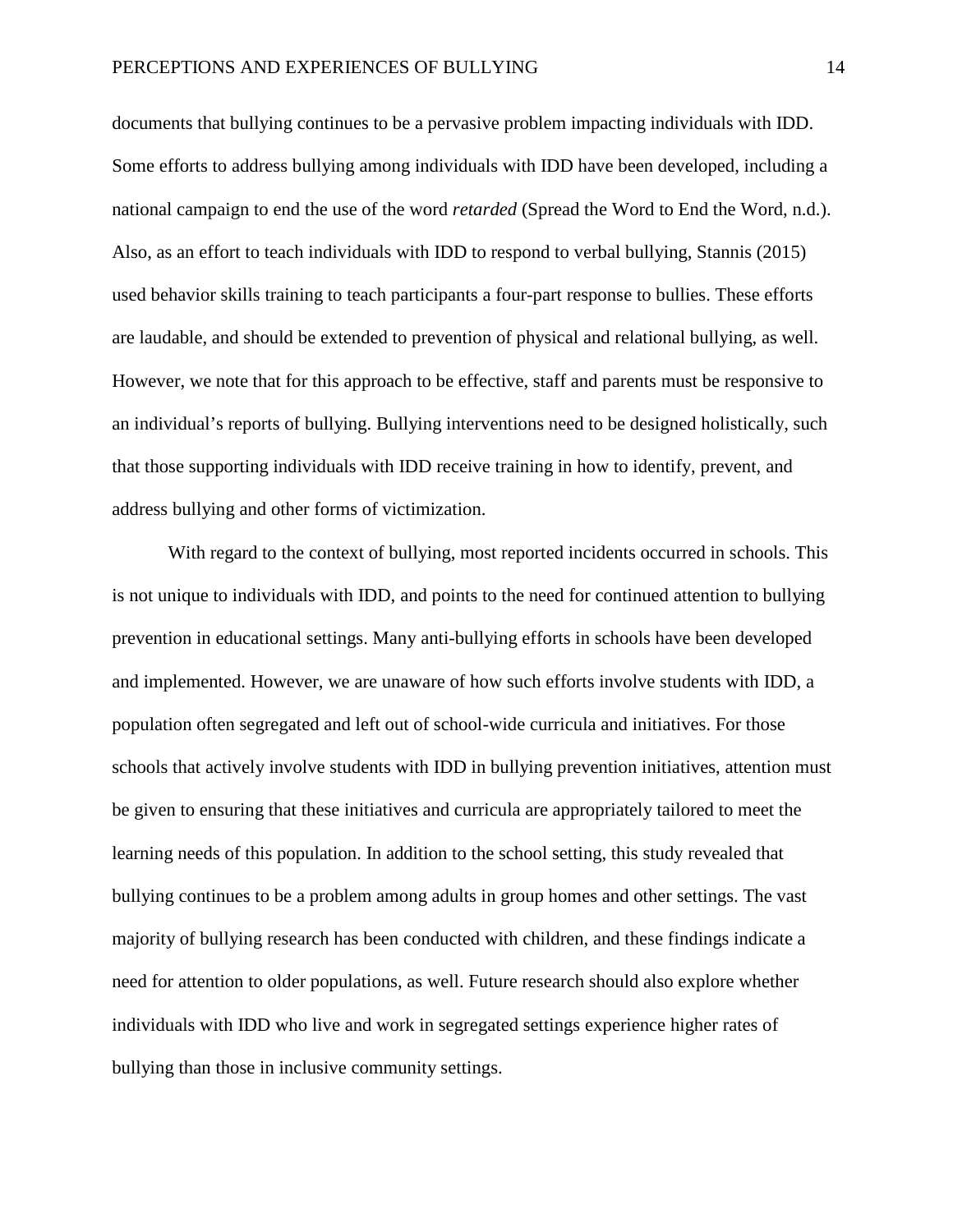documents that bullying continues to be a pervasive problem impacting individuals with IDD. Some efforts to address bullying among individuals with IDD have been developed, including a national campaign to end the use of the word *retarded* (Spread the Word to End the Word, n.d.). Also, as an effort to teach individuals with IDD to respond to verbal bullying, Stannis (2015) used behavior skills training to teach participants a four-part response to bullies. These efforts are laudable, and should be extended to prevention of physical and relational bullying, as well. However, we note that for this approach to be effective, staff and parents must be responsive to an individual's reports of bullying. Bullying interventions need to be designed holistically, such that those supporting individuals with IDD receive training in how to identify, prevent, and address bullying and other forms of victimization.

With regard to the context of bullying, most reported incidents occurred in schools. This is not unique to individuals with IDD, and points to the need for continued attention to bullying prevention in educational settings. Many anti-bullying efforts in schools have been developed and implemented. However, we are unaware of how such efforts involve students with IDD, a population often segregated and left out of school-wide curricula and initiatives. For those schools that actively involve students with IDD in bullying prevention initiatives, attention must be given to ensuring that these initiatives and curricula are appropriately tailored to meet the learning needs of this population. In addition to the school setting, this study revealed that bullying continues to be a problem among adults in group homes and other settings. The vast majority of bullying research has been conducted with children, and these findings indicate a need for attention to older populations, as well. Future research should also explore whether individuals with IDD who live and work in segregated settings experience higher rates of bullying than those in inclusive community settings.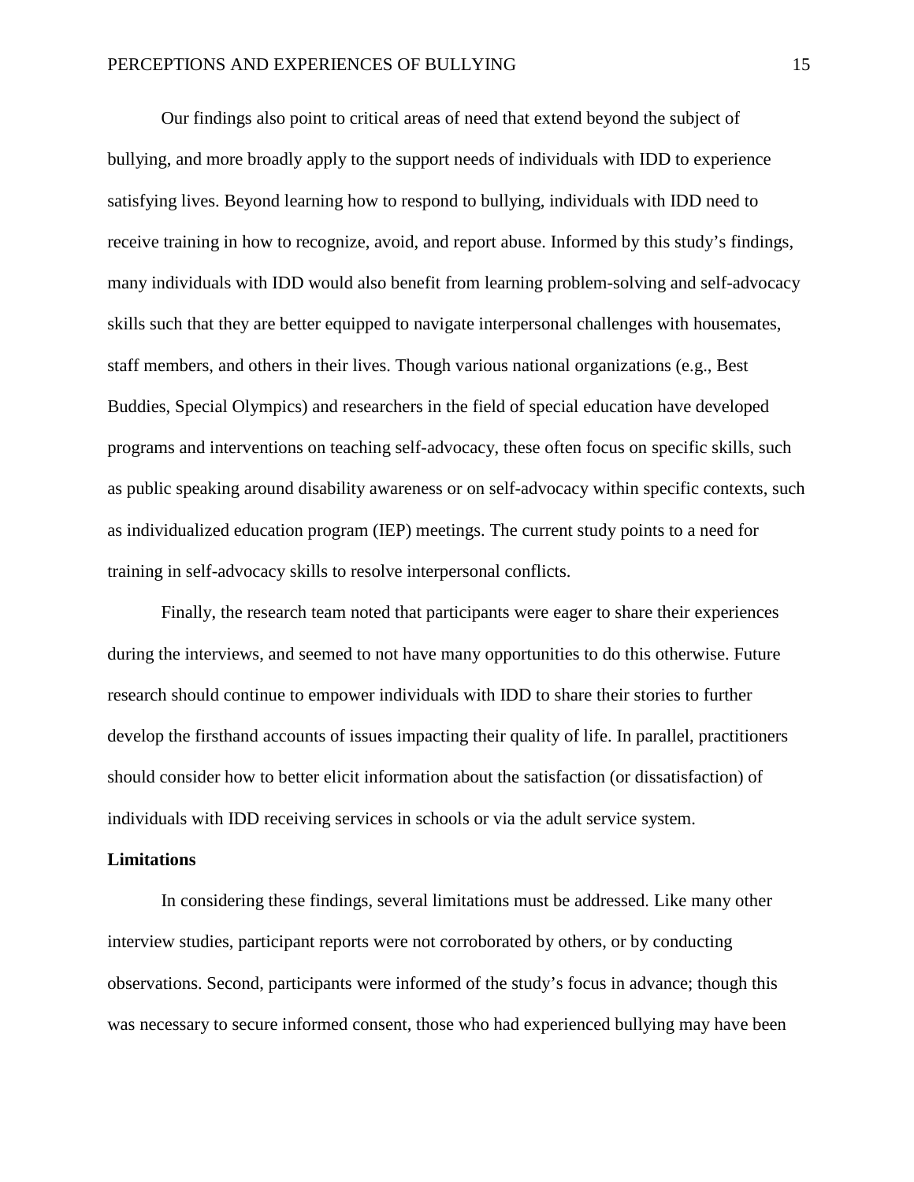Our findings also point to critical areas of need that extend beyond the subject of bullying, and more broadly apply to the support needs of individuals with IDD to experience satisfying lives. Beyond learning how to respond to bullying, individuals with IDD need to receive training in how to recognize, avoid, and report abuse. Informed by this study's findings, many individuals with IDD would also benefit from learning problem-solving and self-advocacy skills such that they are better equipped to navigate interpersonal challenges with housemates, staff members, and others in their lives. Though various national organizations (e.g., Best Buddies, Special Olympics) and researchers in the field of special education have developed programs and interventions on teaching self-advocacy, these often focus on specific skills, such as public speaking around disability awareness or on self-advocacy within specific contexts, such as individualized education program (IEP) meetings. The current study points to a need for training in self-advocacy skills to resolve interpersonal conflicts.

Finally, the research team noted that participants were eager to share their experiences during the interviews, and seemed to not have many opportunities to do this otherwise. Future research should continue to empower individuals with IDD to share their stories to further develop the firsthand accounts of issues impacting their quality of life. In parallel, practitioners should consider how to better elicit information about the satisfaction (or dissatisfaction) of individuals with IDD receiving services in schools or via the adult service system.

**Limitations**

In considering these findings, several limitations must be addressed. Like many other interview studies, participant reports were not corroborated by others, or by conducting observations. Second, participants were informed of the study's focus in advance; though this was necessary to secure informed consent, those who had experienced bullying may have been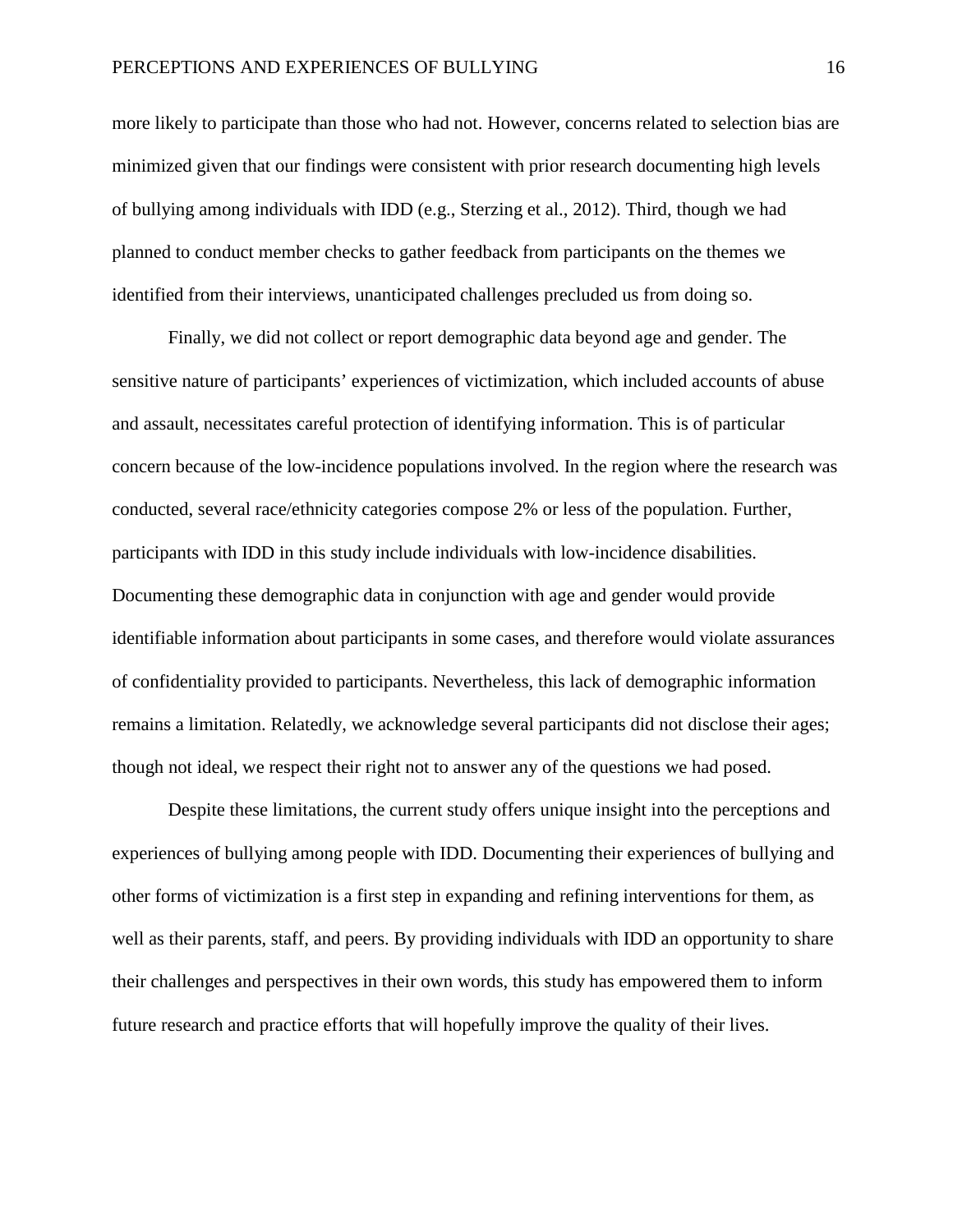more likely to participate than those who had not. However, concerns related to selection bias are minimized given that our findings were consistent with prior research documenting high levels of bullying among individuals with IDD (e.g., Sterzing et al., 2012). Third, though we had planned to conduct member checks to gather feedback from participants on the themes we identified from their interviews, unanticipated challenges precluded us from doing so.

Finally, we did not collect or report demographic data beyond age and gender. The sensitive nature of participants' experiences of victimization, which included accounts of abuse and assault, necessitates careful protection of identifying information. This is of particular concern because of the low-incidence populations involved. In the region where the research was conducted, several race/ethnicity categories compose 2% or less of the population. Further, participants with IDD in this study include individuals with low-incidence disabilities. Documenting these demographic data in conjunction with age and gender would provide identifiable information about participants in some cases, and therefore would violate assurances of confidentiality provided to participants. Nevertheless, this lack of demographic information remains a limitation. Relatedly, we acknowledge several participants did not disclose their ages; though not ideal, we respect their right not to answer any of the questions we had posed.

Despite these limitations, the current study offers unique insight into the perceptions and experiences of bullying among people with IDD. Documenting their experiences of bullying and other forms of victimization is a first step in expanding and refining interventions for them, as well as their parents, staff, and peers. By providing individuals with IDD an opportunity to share their challenges and perspectives in their own words, this study has empowered them to inform future research and practice efforts that will hopefully improve the quality of their lives.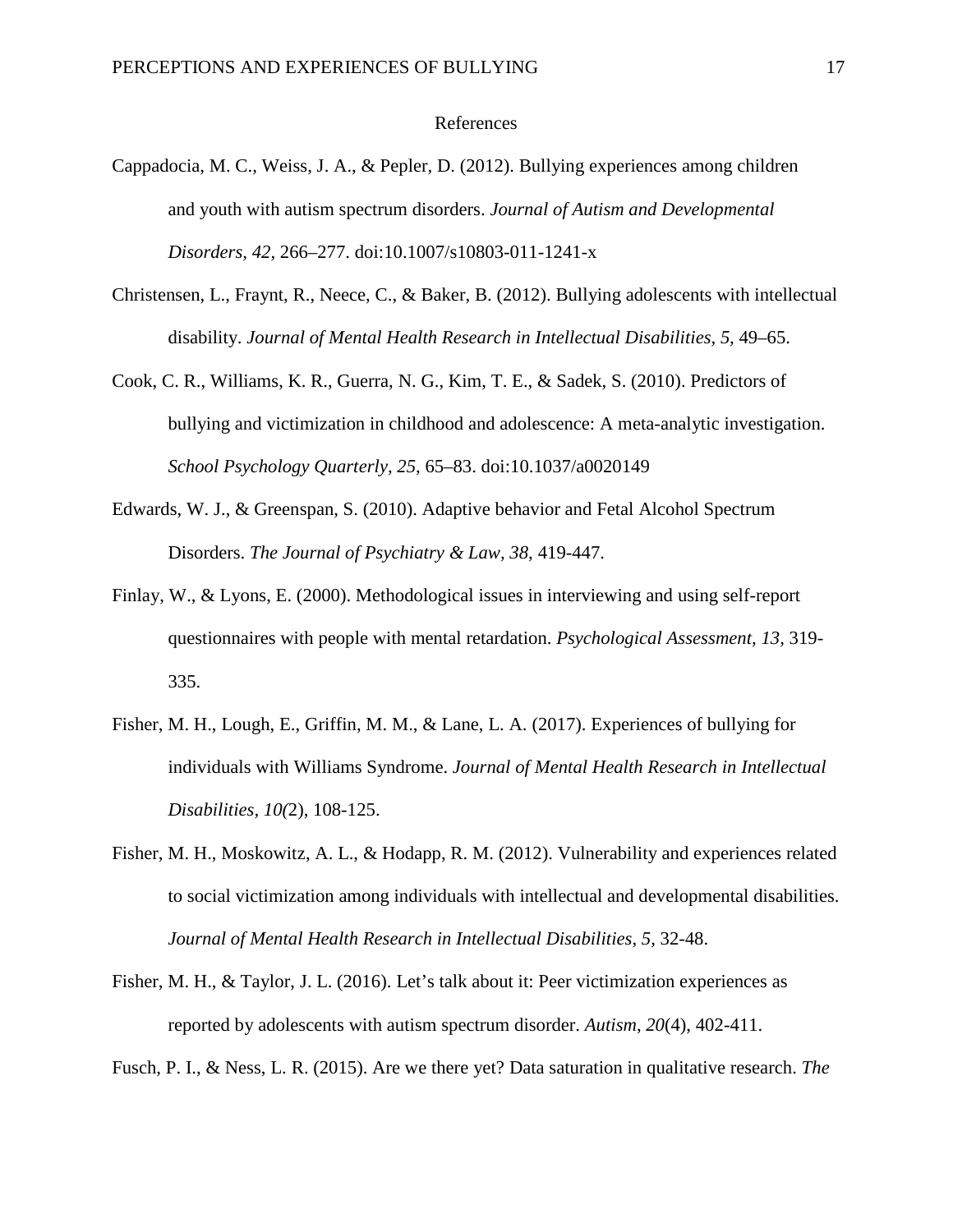References

Cappadocia, M. C., Weiss, J. A., & Pepler, D. (2012). Bullying experiences among children and youth with autism spectrum disorders. *Journal of Autism and Developmental Disorders, 42,* 266–277. doi:10.1007/s10803-011-1241-x

Christensen, L., Fraynt, R., Neece, C., & Baker, B. (2012). Bullying adolescents with intellectual disability. *Journal of Mental Health Research in Intellectual Disabilities, 5,* 49–65.

Cook, C. R., Williams, K. R., Guerra, N. G., Kim, T. E., & Sadek, S. (2010). Predictors of bullying and victimization in childhood and adolescence: A meta-analytic investigation. *School Psychology Quarterly, 25,* 65–83. doi:10.1037/a0020149

Edwards, W. J., & Greenspan, S. (2010). Adaptive behavior and Fetal Alcohol Spectrum Disorders. *The Journal of Psychiatry & Law, 38,* 419-447.

Finlay, W., & Lyons, E. (2000). Methodological issues in interviewing and using self-report questionnaires with people with mental retardation. *Psychological Assessment, 13,* 319-335.

Fisher, M. H., Lough, E., Griffin, M. M., & Lane, L. A. (2017). Experiences of bullying for individuals with Williams Syndrome. *Journal of Mental Health Research in Intellectual Disabilities, 10(*2), 108-125.

Fisher, M. H., Moskowitz, A. L., & Hodapp, R. M. (2012). Vulnerability and experiences related to social victimization among individuals with intellectual and developmental disabilities. *Journal of Mental Health Research in Intellectual Disabilities, 5,* 32-48.

Fisher, M. H., & Taylor, J. L. (2016). Let's talk about it: Peer victimization experiences as reported by adolescents with autism spectrum disorder. *Autism*, *20*(4), 402-411.

Fusch, P. I., & Ness, L. R. (2015). Are we there yet? Data saturation in qualitative research. *The*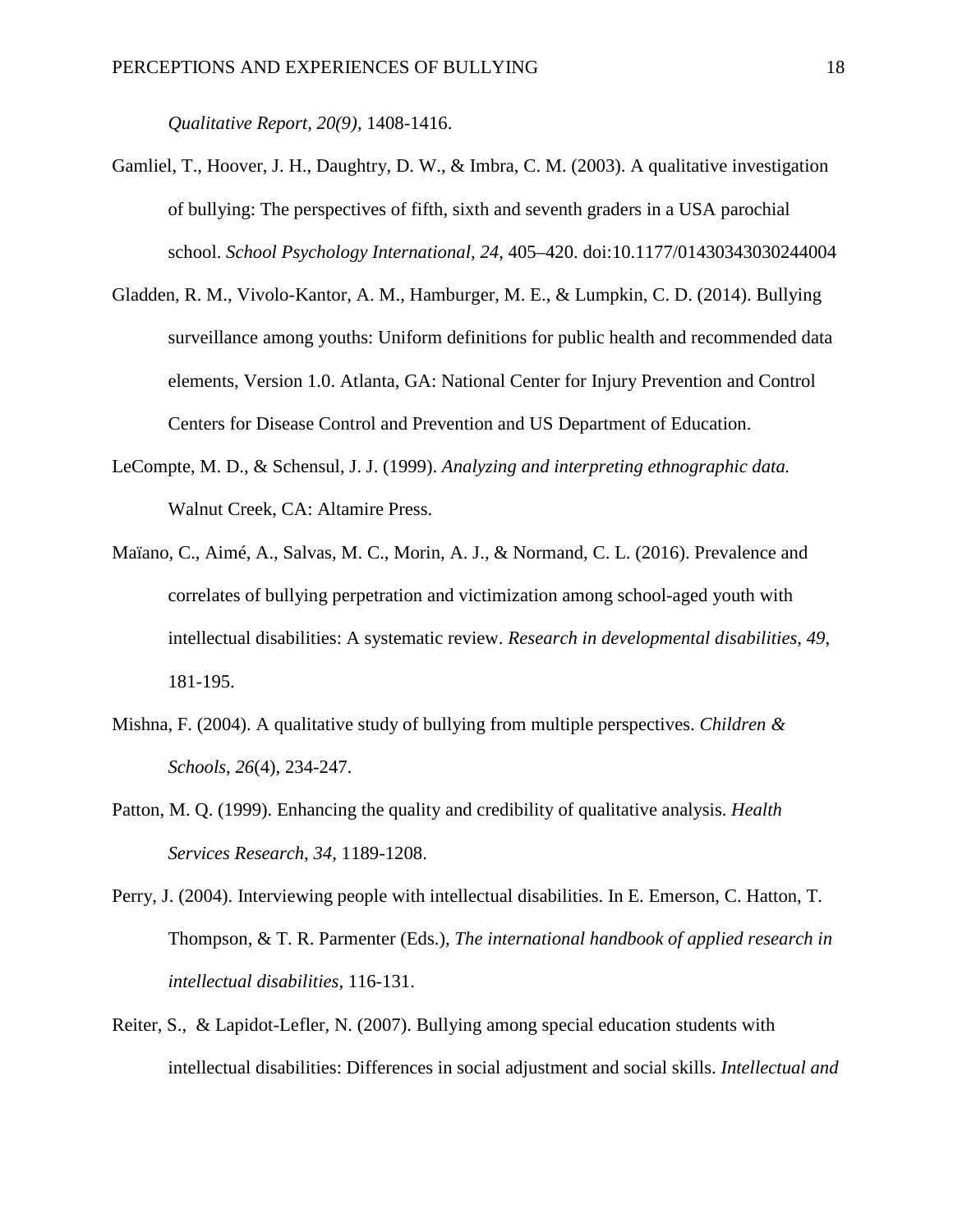*Qualitative Report*, *20(9)*, 1408-1416.

Gamliel, T., Hoover, J. H., Daughtry, D. W., & Imbra, C. M. (2003). A qualitative investigation of bullying: The perspectives of fifth, sixth and seventh graders in a USA parochial school. *School Psychology International, 24,* 405–420. doi:10.1177/01430343030244004

Gladden, R. M., Vivolo-Kantor, A. M., Hamburger, M. E., & Lumpkin, C. D. (2014). Bullying surveillance among youths: Uniform definitions for public health and recommended data elements, Version 1.0. Atlanta, GA: National Center for Injury Prevention and Control Centers for Disease Control and Prevention and US Department of Education.

LeCompte, M. D., & Schensul, J. J. (1999). *Analyzing and interpreting ethnographic data.* Walnut Creek, CA: Altamire Press.

Maïano, C., Aimé, A., Salvas, M. C., Morin, A. J., & Normand, C. L. (2016). Prevalence and correlates of bullying perpetration and victimization among school-aged youth with intellectual disabilities: A systematic review. *Research in developmental disabilities, 49,* 181-195.

Mishna, F. (2004). A qualitative study of bullying from multiple perspectives. *Children & Schools*, *26*(4), 234-247.

Patton, M. Q. (1999). Enhancing the quality and credibility of qualitative analysis. *Health Services Research*, *34,* 1189-1208.

Perry, J. (2004). Interviewing people with intellectual disabilities. In E. Emerson, C. Hatton, T. Thompson, & T. R. Parmenter (Eds.), *The international handbook of applied research in intellectual disabilities*, 116-131.

Reiter, S., & Lapidot-Lefler, N. (2007). Bullying among special education students with intellectual disabilities: Differences in social adjustment and social skills. *Intellectual and*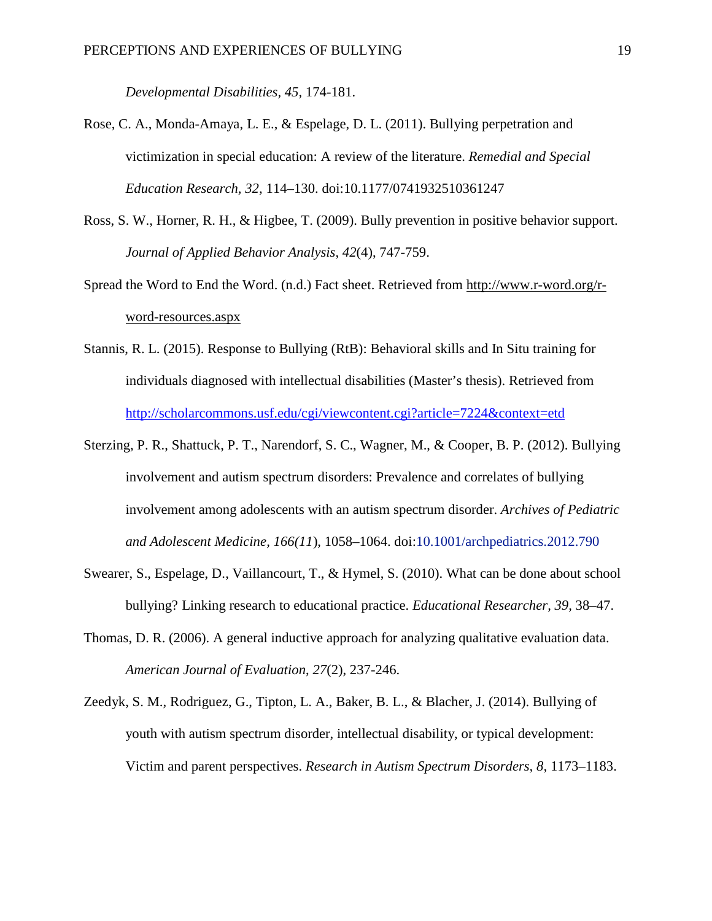*Developmental Disabilities, 45,* 174-181.

Rose, C. A., Monda-Amaya, L. E., & Espelage, D. L. (2011). Bullying perpetration and victimization in special education: A review of the literature. *Remedial and Special Education Research, 32,* 114–130. doi:10.1177/0741932510361247

Ross, S. W., Horner, R. H., & Higbee, T. (2009). Bully prevention in positive behavior support. *Journal of Applied Behavior Analysis*, *42*(4), 747-759.

Spread the Word to End the Word. (n.d.) Fact sheet. Retrieved from http://www.r-word.org/r-word-resources.aspx

Stannis, R. L. (2015). Response to Bullying (RtB): Behavioral skills and In Situ training for individuals diagnosed with intellectual disabilities (Master's thesis). Retrieved from http://scholarcommons.usf.edu/cgi/viewcontent.cgi?article=7224&context=etd

Sterzing, P. R., Shattuck, P. T., Narendorf, S. C., Wagner, M., & Cooper, B. P. (2012). Bullying involvement and autism spectrum disorders: Prevalence and correlates of bullying involvement among adolescents with an autism spectrum disorder. *Archives of Pediatric and Adolescent Medicine, 166(11*), 1058–1064. doi:10.1001/archpediatrics.2012.790

Swearer, S., Espelage, D., Vaillancourt, T., & Hymel, S. (2010). What can be done about school bullying? Linking research to educational practice. *Educational Researcher, 39,* 38–47.

Thomas, D. R. (2006). A general inductive approach for analyzing qualitative evaluation data. *American Journal of Evaluation*, *27*(2), 237-246.

Zeedyk, S. M., Rodriguez, G., Tipton, L. A., Baker, B. L., & Blacher, J. (2014). Bullying of youth with autism spectrum disorder, intellectual disability, or typical development: Victim and parent perspectives. *Research in Autism Spectrum Disorders, 8,* 1173–1183.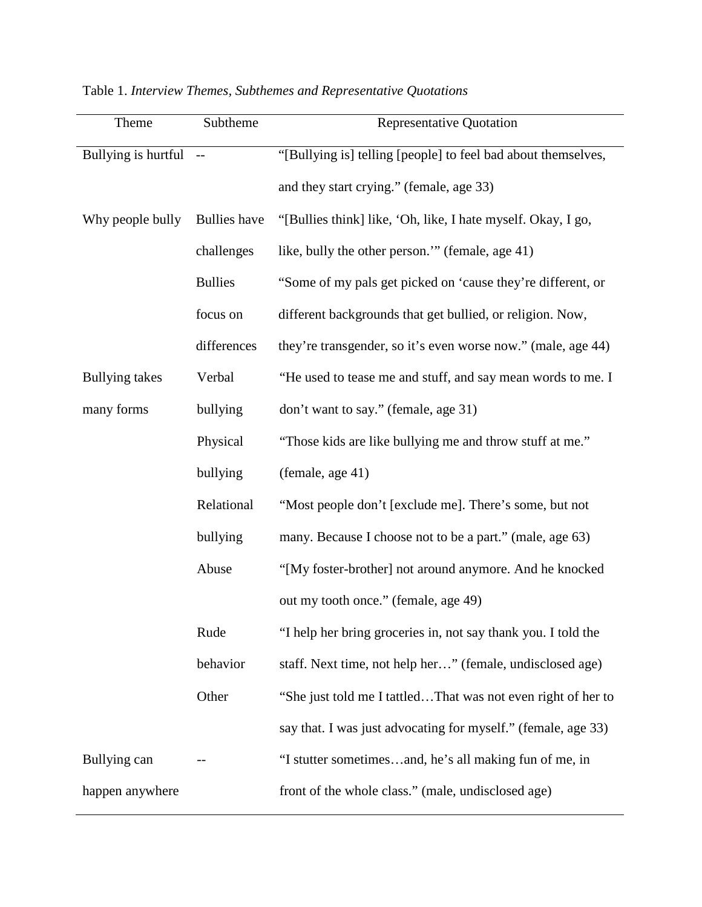Table 1. *Interview Themes, Subthemes and Representative Quotations*

| Theme | Subtheme | Representative Quotation |
|---|---|---|
| Bullying is hurtful | -- | "[Bullying is] telling [people] to feel bad about themselves, and they start crying." (female, age 33) |
| Why people bully | Bullies have challenges | "[Bullies think] like, 'Oh, like, I hate myself. Okay, I go, like, bully the other person.'" (female, age 41) |
| | Bullies focus on differences | "Some of my pals get picked on 'cause they're different, or different backgrounds that get bullied, or religion. Now, they're transgender, so it's even worse now." (male, age 44) |
| Bullying takes many forms | Verbal bullying | "He used to tease me and stuff, and say mean words to me. I don't want to say." (female, age 31) |
| | Physical bullying | "Those kids are like bullying me and throw stuff at me." (female, age 41) |
| | Relational bullying | "Most people don't [exclude me]. There's some, but not many. Because I choose not to be a part." (male, age 63) |
| | Abuse | "[My foster-brother] not around anymore. And he knocked out my tooth once." (female, age 49) |
| | Rude behavior | "I help her bring groceries in, not say thank you. I told the staff. Next time, not help her…" (female, undisclosed age) |
| | Other | "She just told me I tattled…That was not even right of her to say that. I was just advocating for myself." (female, age 33) |
| Bullying can happen anywhere | -- | "I stutter sometimes…and, he's all making fun of me, in front of the whole class." (male, undisclosed age) |